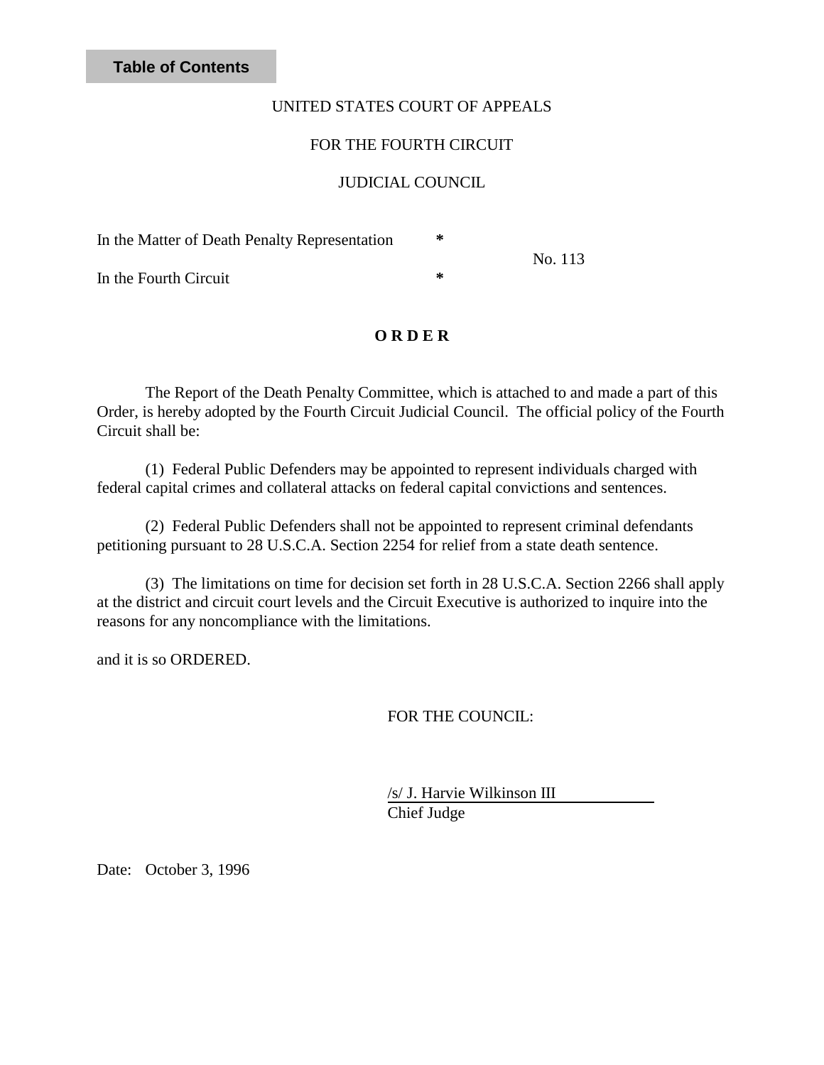Table of Contents

UNITED STATES COURT OF APPEALS

FOR THE FOURTH CIRCUIT

JUDICIAL COUNCIL

| In the Matter of Death Penalty Representation | * | No. 113 |
| --- | --- | --- |
| In the Fourth Circuit | * | |

**O R D E R**

The Report of the Death Penalty Committee, which is attached to and made a part of this Order, is hereby adopted by the Fourth Circuit Judicial Council. The official policy of the Fourth Circuit shall be:

(1) Federal Public Defenders may be appointed to represent individuals charged with federal capital crimes and collateral attacks on federal capital convictions and sentences.

(2) Federal Public Defenders shall not be appointed to represent criminal defendants petitioning pursuant to 28 U.S.C.A. Section 2254 for relief from a state death sentence.

(3) The limitations on time for decision set forth in 28 U.S.C.A. Section 2266 shall apply at the district and circuit court levels and the Circuit Executive is authorized to inquire into the reasons for any noncompliance with the limitations.

and it is so ORDERED.

FOR THE COUNCIL:

/s/ J. Harvie Wilkinson III
Chief Judge

Date: October 3, 1996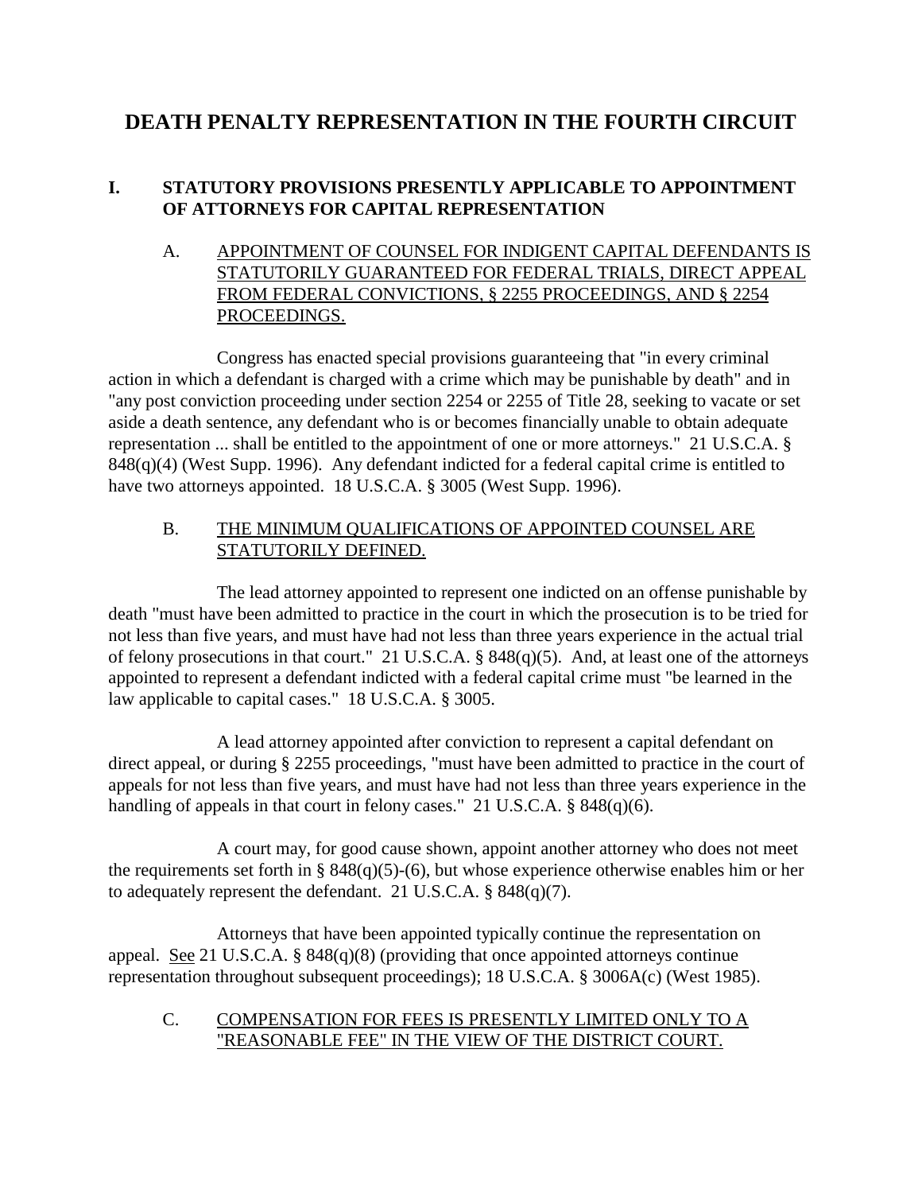# DEATH PENALTY REPRESENTATION IN THE FOURTH CIRCUIT

## I. STATUTORY PROVISIONS PRESENTLY APPLICABLE TO APPOINTMENT OF ATTORNEYS FOR CAPITAL REPRESENTATION

### A. APPOINTMENT OF COUNSEL FOR INDIGENT CAPITAL DEFENDANTS IS STATUTORILY GUARANTEED FOR FEDERAL TRIALS, DIRECT APPEAL FROM FEDERAL CONVICTIONS, § 2255 PROCEEDINGS, AND § 2254 PROCEEDINGS.

Congress has enacted special provisions guaranteeing that "in every criminal action in which a defendant is charged with a crime which may be punishable by death" and in "any post conviction proceeding under section 2254 or 2255 of Title 28, seeking to vacate or set aside a death sentence, any defendant who is or becomes financially unable to obtain adequate representation ... shall be entitled to the appointment of one or more attorneys." 21 U.S.C.A. § 848(q)(4) (West Supp. 1996). Any defendant indicted for a federal capital crime is entitled to have two attorneys appointed. 18 U.S.C.A. § 3005 (West Supp. 1996).

### B. THE MINIMUM QUALIFICATIONS OF APPOINTED COUNSEL ARE STATUTORILY DEFINED.

The lead attorney appointed to represent one indicted on an offense punishable by death "must have been admitted to practice in the court in which the prosecution is to be tried for not less than five years, and must have had not less than three years experience in the actual trial of felony prosecutions in that court." 21 U.S.C.A. § 848(q)(5). And, at least one of the attorneys appointed to represent a defendant indicted with a federal capital crime must "be learned in the law applicable to capital cases." 18 U.S.C.A. § 3005.

A lead attorney appointed after conviction to represent a capital defendant on direct appeal, or during § 2255 proceedings, "must have been admitted to practice in the court of appeals for not less than five years, and must have had not less than three years experience in the handling of appeals in that court in felony cases." 21 U.S.C.A. § 848(q)(6).

A court may, for good cause shown, appoint another attorney who does not meet the requirements set forth in § 848(q)(5)-(6), but whose experience otherwise enables him or her to adequately represent the defendant. 21 U.S.C.A. § 848(q)(7).

Attorneys that have been appointed typically continue the representation on appeal. See 21 U.S.C.A. § 848(q)(8) (providing that once appointed attorneys continue representation throughout subsequent proceedings); 18 U.S.C.A. § 3006A(c) (West 1985).

### C. COMPENSATION FOR FEES IS PRESENTLY LIMITED ONLY TO A "REASONABLE FEE" IN THE VIEW OF THE DISTRICT COURT.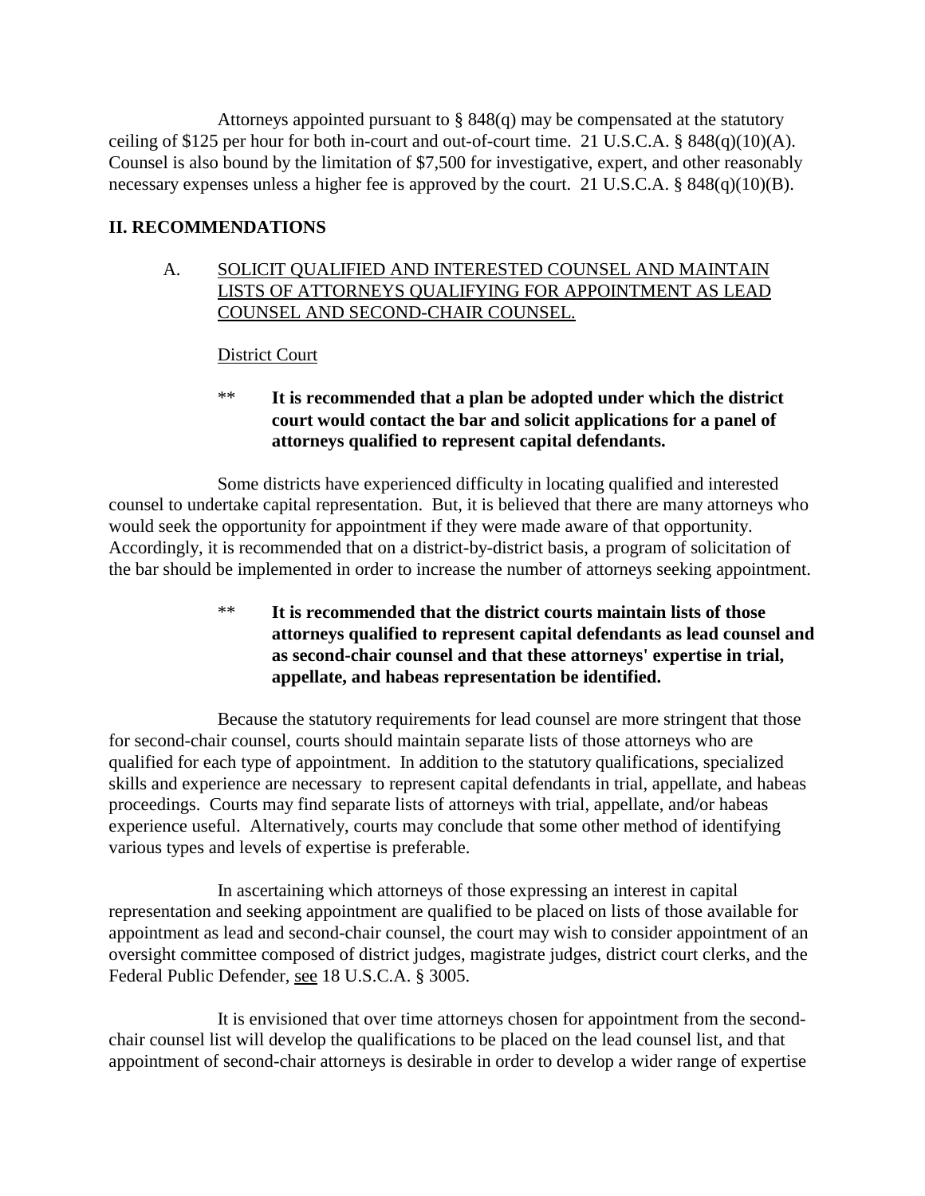Attorneys appointed pursuant to § 848(q) may be compensated at the statutory ceiling of $125 per hour for both in-court and out-of-court time. 21 U.S.C.A. § 848(q)(10)(A). Counsel is also bound by the limitation of $7,500 for investigative, expert, and other reasonably necessary expenses unless a higher fee is approved by the court. 21 U.S.C.A. § 848(q)(10)(B).

## II. RECOMMENDATIONS

### A. SOLICIT QUALIFIED AND INTERESTED COUNSEL AND MAINTAIN LISTS OF ATTORNEYS QUALIFYING FOR APPOINTMENT AS LEAD COUNSEL AND SECOND-CHAIR COUNSEL.

District Court

** **It is recommended that a plan be adopted under which the district court would contact the bar and solicit applications for a panel of attorneys qualified to represent capital defendants.**

Some districts have experienced difficulty in locating qualified and interested counsel to undertake capital representation. But, it is believed that there are many attorneys who would seek the opportunity for appointment if they were made aware of that opportunity. Accordingly, it is recommended that on a district-by-district basis, a program of solicitation of the bar should be implemented in order to increase the number of attorneys seeking appointment.

** **It is recommended that the district courts maintain lists of those attorneys qualified to represent capital defendants as lead counsel and as second-chair counsel and that these attorneys' expertise in trial, appellate, and habeas representation be identified.**

Because the statutory requirements for lead counsel are more stringent that those for second-chair counsel, courts should maintain separate lists of those attorneys who are qualified for each type of appointment. In addition to the statutory qualifications, specialized skills and experience are necessary to represent capital defendants in trial, appellate, and habeas proceedings. Courts may find separate lists of attorneys with trial, appellate, and/or habeas experience useful. Alternatively, courts may conclude that some other method of identifying various types and levels of expertise is preferable.

In ascertaining which attorneys of those expressing an interest in capital representation and seeking appointment are qualified to be placed on lists of those available for appointment as lead and second-chair counsel, the court may wish to consider appointment of an oversight committee composed of district judges, magistrate judges, district court clerks, and the Federal Public Defender, see 18 U.S.C.A. § 3005.

It is envisioned that over time attorneys chosen for appointment from the second-chair counsel list will develop the qualifications to be placed on the lead counsel list, and that appointment of second-chair attorneys is desirable in order to develop a wider range of expertise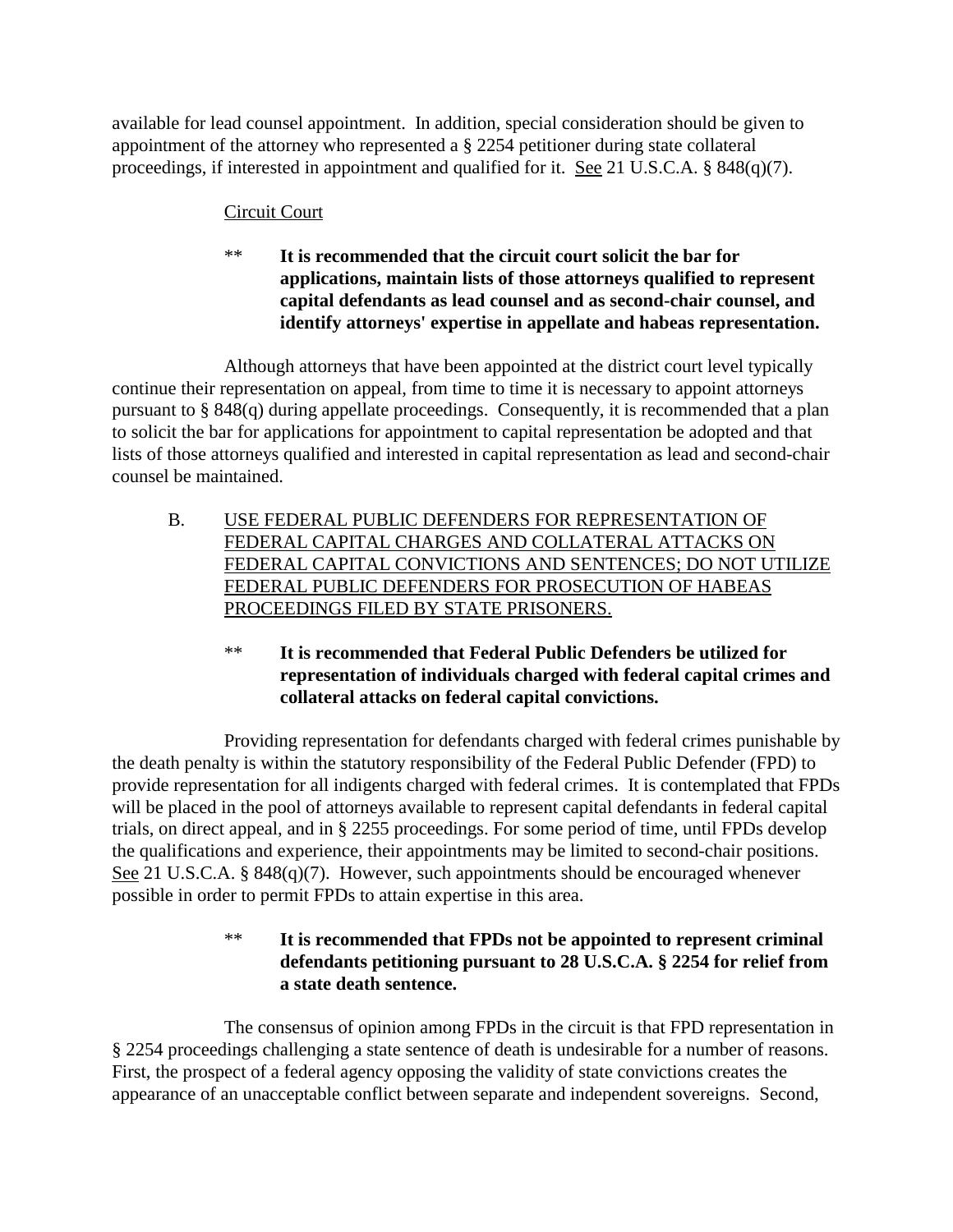available for lead counsel appointment. In addition, special consideration should be given to appointment of the attorney who represented a § 2254 petitioner during state collateral proceedings, if interested in appointment and qualified for it. See 21 U.S.C.A. § 848(q)(7).

Circuit Court

** **It is recommended that the circuit court solicit the bar for applications, maintain lists of those attorneys qualified to represent capital defendants as lead counsel and as second-chair counsel, and identify attorneys' expertise in appellate and habeas representation.**

Although attorneys that have been appointed at the district court level typically continue their representation on appeal, from time to time it is necessary to appoint attorneys pursuant to § 848(q) during appellate proceedings. Consequently, it is recommended that a plan to solicit the bar for applications for appointment to capital representation be adopted and that lists of those attorneys qualified and interested in capital representation as lead and second-chair counsel be maintained.

B. USE FEDERAL PUBLIC DEFENDERS FOR REPRESENTATION OF FEDERAL CAPITAL CHARGES AND COLLATERAL ATTACKS ON FEDERAL CAPITAL CONVICTIONS AND SENTENCES; DO NOT UTILIZE FEDERAL PUBLIC DEFENDERS FOR PROSECUTION OF HABEAS PROCEEDINGS FILED BY STATE PRISONERS.

** **It is recommended that Federal Public Defenders be utilized for representation of individuals charged with federal capital crimes and collateral attacks on federal capital convictions.**

Providing representation for defendants charged with federal crimes punishable by the death penalty is within the statutory responsibility of the Federal Public Defender (FPD) to provide representation for all indigents charged with federal crimes. It is contemplated that FPDs will be placed in the pool of attorneys available to represent capital defendants in federal capital trials, on direct appeal, and in § 2255 proceedings. For some period of time, until FPDs develop the qualifications and experience, their appointments may be limited to second-chair positions. See 21 U.S.C.A. § 848(q)(7). However, such appointments should be encouraged whenever possible in order to permit FPDs to attain expertise in this area.

** **It is recommended that FPDs not be appointed to represent criminal defendants petitioning pursuant to 28 U.S.C.A. § 2254 for relief from a state death sentence.**

The consensus of opinion among FPDs in the circuit is that FPD representation in § 2254 proceedings challenging a state sentence of death is undesirable for a number of reasons. First, the prospect of a federal agency opposing the validity of state convictions creates the appearance of an unacceptable conflict between separate and independent sovereigns. Second,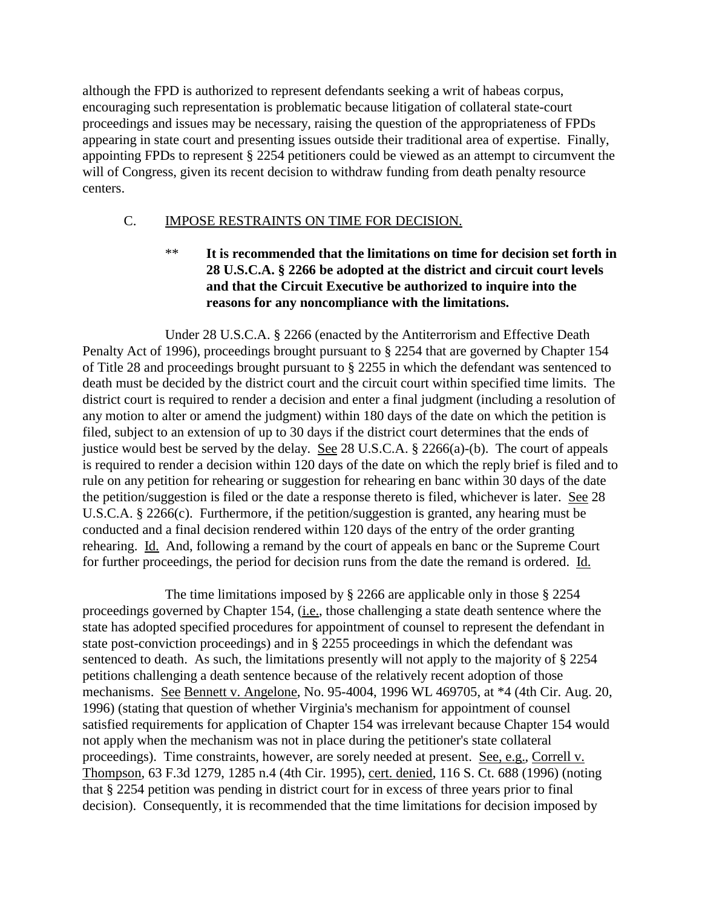although the FPD is authorized to represent defendants seeking a writ of habeas corpus, encouraging such representation is problematic because litigation of collateral state-court proceedings and issues may be necessary, raising the question of the appropriateness of FPDs appearing in state court and presenting issues outside their traditional area of expertise. Finally, appointing FPDs to represent § 2254 petitioners could be viewed as an attempt to circumvent the will of Congress, given its recent decision to withdraw funding from death penalty resource centers.

### C. IMPOSE RESTRAINTS ON TIME FOR DECISION.

\*\* **It is recommended that the limitations on time for decision set forth in 28 U.S.C.A. § 2266 be adopted at the district and circuit court levels and that the Circuit Executive be authorized to inquire into the reasons for any noncompliance with the limitations.**

Under 28 U.S.C.A. § 2266 (enacted by the Antiterrorism and Effective Death Penalty Act of 1996), proceedings brought pursuant to § 2254 that are governed by Chapter 154 of Title 28 and proceedings brought pursuant to § 2255 in which the defendant was sentenced to death must be decided by the district court and the circuit court within specified time limits. The district court is required to render a decision and enter a final judgment (including a resolution of any motion to alter or amend the judgment) within 180 days of the date on which the petition is filed, subject to an extension of up to 30 days if the district court determines that the ends of justice would best be served by the delay. See 28 U.S.C.A. § 2266(a)-(b). The court of appeals is required to render a decision within 120 days of the date on which the reply brief is filed and to rule on any petition for rehearing or suggestion for rehearing en banc within 30 days of the date the petition/suggestion is filed or the date a response thereto is filed, whichever is later. See 28 U.S.C.A. § 2266(c). Furthermore, if the petition/suggestion is granted, any hearing must be conducted and a final decision rendered within 120 days of the entry of the order granting rehearing. Id. And, following a remand by the court of appeals en banc or the Supreme Court for further proceedings, the period for decision runs from the date the remand is ordered. Id.

The time limitations imposed by § 2266 are applicable only in those § 2254 proceedings governed by Chapter 154, (i.e., those challenging a state death sentence where the state has adopted specified procedures for appointment of counsel to represent the defendant in state post-conviction proceedings) and in § 2255 proceedings in which the defendant was sentenced to death. As such, the limitations presently will not apply to the majority of § 2254 petitions challenging a death sentence because of the relatively recent adoption of those mechanisms. See Bennett v. Angelone, No. 95-4004, 1996 WL 469705, at \*4 (4th Cir. Aug. 20, 1996) (stating that question of whether Virginia's mechanism for appointment of counsel satisfied requirements for application of Chapter 154 was irrelevant because Chapter 154 would not apply when the mechanism was not in place during the petitioner's state collateral proceedings). Time constraints, however, are sorely needed at present. See, e.g., Correll v. Thompson, 63 F.3d 1279, 1285 n.4 (4th Cir. 1995), cert. denied, 116 S. Ct. 688 (1996) (noting that § 2254 petition was pending in district court for in excess of three years prior to final decision). Consequently, it is recommended that the time limitations for decision imposed by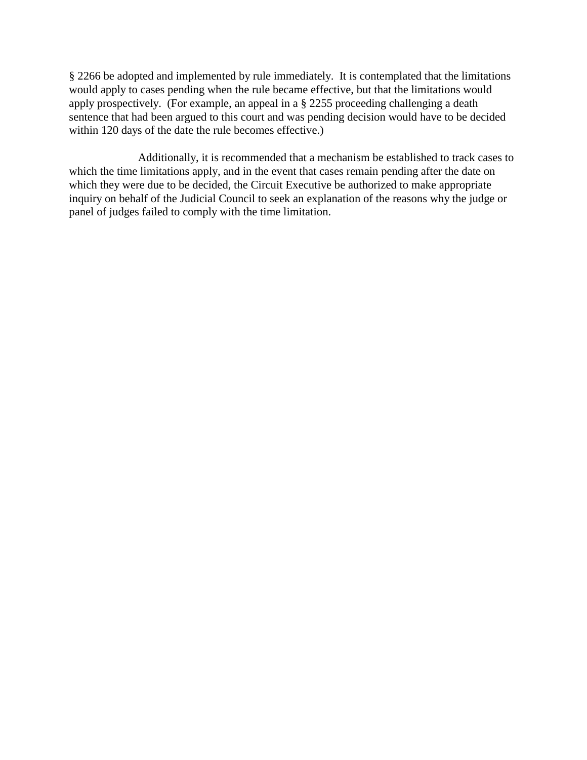§ 2266 be adopted and implemented by rule immediately. It is contemplated that the limitations would apply to cases pending when the rule became effective, but that the limitations would apply prospectively. (For example, an appeal in a § 2255 proceeding challenging a death sentence that had been argued to this court and was pending decision would have to be decided within 120 days of the date the rule becomes effective.)

Additionally, it is recommended that a mechanism be established to track cases to which the time limitations apply, and in the event that cases remain pending after the date on which they were due to be decided, the Circuit Executive be authorized to make appropriate inquiry on behalf of the Judicial Council to seek an explanation of the reasons why the judge or panel of judges failed to comply with the time limitation.